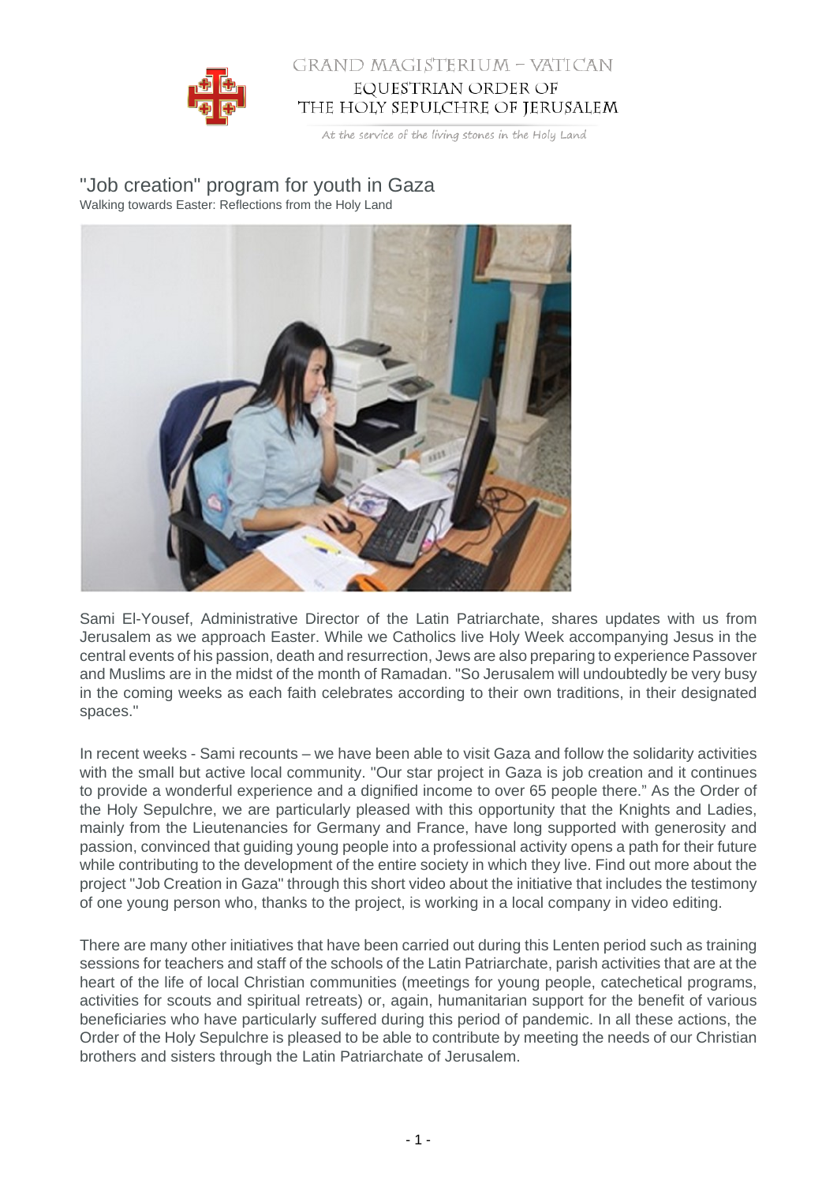GRAND MAGISTERIUM – VATICAN
EQUESTRIAN ORDER OF
THE HOLY SEPULCHRE OF JERUSALEM

At the service of the living stones in the Holy Land

# "Job creation" program for youth in Gaza

Walking towards Easter: Reflections from the Holy Land

Sami El-Yousef, Administrative Director of the Latin Patriarchate, shares updates with us from Jerusalem as we approach Easter. While we Catholics live Holy Week accompanying Jesus in the central events of his passion, death and resurrection, Jews are also preparing to experience Passover and Muslims are in the midst of the month of Ramadan. "So Jerusalem will undoubtedly be very busy in the coming weeks as each faith celebrates according to their own traditions, in their designated spaces."

In recent weeks - Sami recounts – we have been able to visit Gaza and follow the solidarity activities with the small but active local community. "Our star project in Gaza is job creation and it continues to provide a wonderful experience and a dignified income to over 65 people there." As the Order of the Holy Sepulchre, we are particularly pleased with this opportunity that the Knights and Ladies, mainly from the Lieutenancies for Germany and France, have long supported with generosity and passion, convinced that guiding young people into a professional activity opens a path for their future while contributing to the development of the entire society in which they live. Find out more about the project "Job Creation in Gaza" through this short video about the initiative that includes the testimony of one young person who, thanks to the project, is working in a local company in video editing.

There are many other initiatives that have been carried out during this Lenten period such as training sessions for teachers and staff of the schools of the Latin Patriarchate, parish activities that are at the heart of the life of local Christian communities (meetings for young people, catechetical programs, activities for scouts and spiritual retreats) or, again, humanitarian support for the benefit of various beneficiaries who have particularly suffered during this period of pandemic. In all these actions, the Order of the Holy Sepulchre is pleased to be able to contribute by meeting the needs of our Christian brothers and sisters through the Latin Patriarchate of Jerusalem.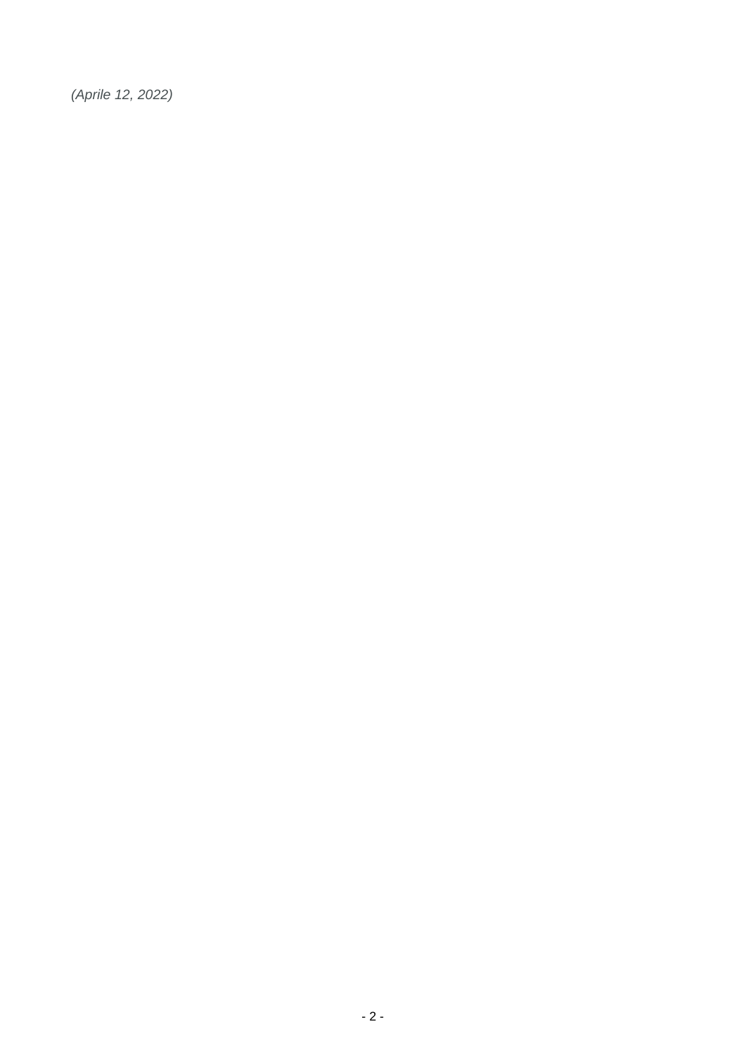*(Aprile 12, 2022)*